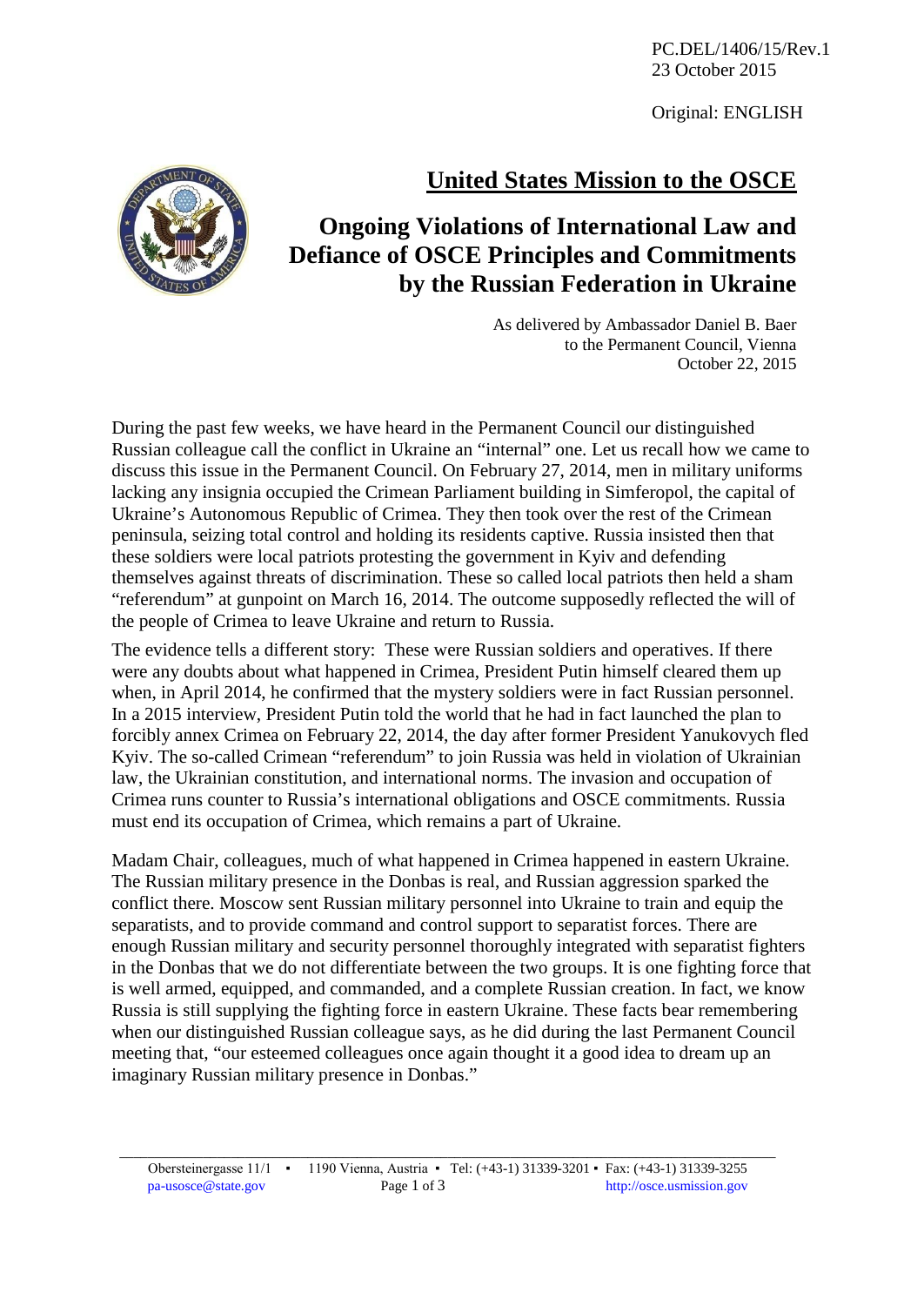PC.DEL/1406/15/Rev.1
23 October 2015

Original: ENGLISH

# United States Mission to the OSCE

## Ongoing Violations of International Law and Defiance of OSCE Principles and Commitments by the Russian Federation in Ukraine

As delivered by Ambassador Daniel B. Baer
to the Permanent Council, Vienna
October 22, 2015

During the past few weeks, we have heard in the Permanent Council our distinguished Russian colleague call the conflict in Ukraine an "internal" one. Let us recall how we came to discuss this issue in the Permanent Council. On February 27, 2014, men in military uniforms lacking any insignia occupied the Crimean Parliament building in Simferopol, the capital of Ukraine's Autonomous Republic of Crimea. They then took over the rest of the Crimean peninsula, seizing total control and holding its residents captive. Russia insisted then that these soldiers were local patriots protesting the government in Kyiv and defending themselves against threats of discrimination. These so called local patriots then held a sham "referendum" at gunpoint on March 16, 2014. The outcome supposedly reflected the will of the people of Crimea to leave Ukraine and return to Russia.

The evidence tells a different story: These were Russian soldiers and operatives. If there were any doubts about what happened in Crimea, President Putin himself cleared them up when, in April 2014, he confirmed that the mystery soldiers were in fact Russian personnel. In a 2015 interview, President Putin told the world that he had in fact launched the plan to forcibly annex Crimea on February 22, 2014, the day after former President Yanukovych fled Kyiv. The so-called Crimean "referendum" to join Russia was held in violation of Ukrainian law, the Ukrainian constitution, and international norms. The invasion and occupation of Crimea runs counter to Russia's international obligations and OSCE commitments. Russia must end its occupation of Crimea, which remains a part of Ukraine.

Madam Chair, colleagues, much of what happened in Crimea happened in eastern Ukraine. The Russian military presence in the Donbas is real, and Russian aggression sparked the conflict there. Moscow sent Russian military personnel into Ukraine to train and equip the separatists, and to provide command and control support to separatist forces. There are enough Russian military and security personnel thoroughly integrated with separatist fighters in the Donbas that we do not differentiate between the two groups. It is one fighting force that is well armed, equipped, and commanded, and a complete Russian creation. In fact, we know Russia is still supplying the fighting force in eastern Ukraine. These facts bear remembering when our distinguished Russian colleague says, as he did during the last Permanent Council meeting that, "our esteemed colleagues once again thought it a good idea to dream up an imaginary Russian military presence in Donbas."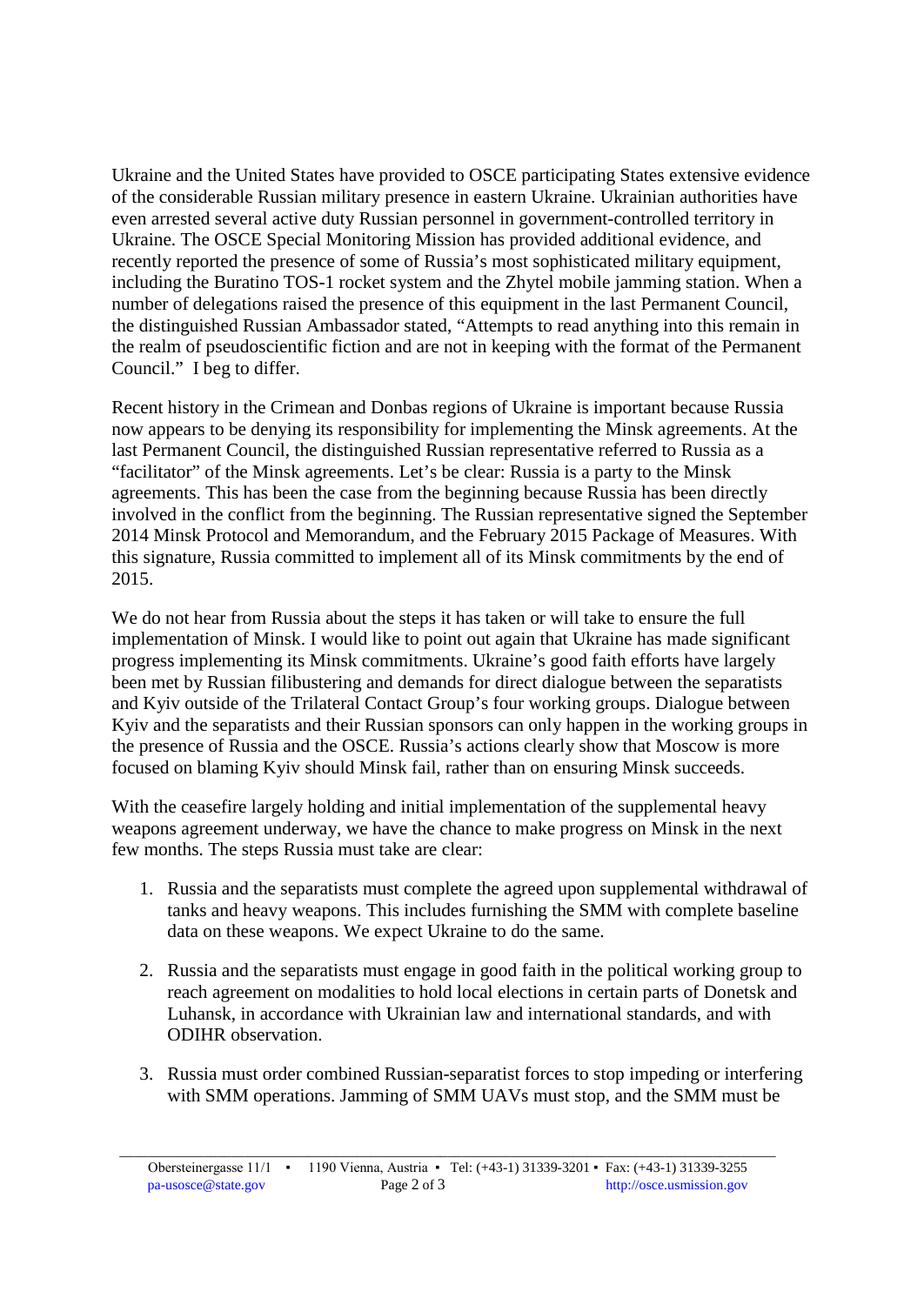Ukraine and the United States have provided to OSCE participating States extensive evidence of the considerable Russian military presence in eastern Ukraine. Ukrainian authorities have even arrested several active duty Russian personnel in government-controlled territory in Ukraine. The OSCE Special Monitoring Mission has provided additional evidence, and recently reported the presence of some of Russia's most sophisticated military equipment, including the Buratino TOS-1 rocket system and the Zhytel mobile jamming station. When a number of delegations raised the presence of this equipment in the last Permanent Council, the distinguished Russian Ambassador stated, "Attempts to read anything into this remain in the realm of pseudoscientific fiction and are not in keeping with the format of the Permanent Council." I beg to differ.

Recent history in the Crimean and Donbas regions of Ukraine is important because Russia now appears to be denying its responsibility for implementing the Minsk agreements. At the last Permanent Council, the distinguished Russian representative referred to Russia as a "facilitator" of the Minsk agreements. Let's be clear: Russia is a party to the Minsk agreements. This has been the case from the beginning because Russia has been directly involved in the conflict from the beginning. The Russian representative signed the September 2014 Minsk Protocol and Memorandum, and the February 2015 Package of Measures. With this signature, Russia committed to implement all of its Minsk commitments by the end of 2015.

We do not hear from Russia about the steps it has taken or will take to ensure the full implementation of Minsk. I would like to point out again that Ukraine has made significant progress implementing its Minsk commitments. Ukraine's good faith efforts have largely been met by Russian filibustering and demands for direct dialogue between the separatists and Kyiv outside of the Trilateral Contact Group's four working groups. Dialogue between Kyiv and the separatists and their Russian sponsors can only happen in the working groups in the presence of Russia and the OSCE. Russia's actions clearly show that Moscow is more focused on blaming Kyiv should Minsk fail, rather than on ensuring Minsk succeeds.

With the ceasefire largely holding and initial implementation of the supplemental heavy weapons agreement underway, we have the chance to make progress on Minsk in the next few months. The steps Russia must take are clear:

1. Russia and the separatists must complete the agreed upon supplemental withdrawal of tanks and heavy weapons. This includes furnishing the SMM with complete baseline data on these weapons. We expect Ukraine to do the same.

2. Russia and the separatists must engage in good faith in the political working group to reach agreement on modalities to hold local elections in certain parts of Donetsk and Luhansk, in accordance with Ukrainian law and international standards, and with ODIHR observation.

3. Russia must order combined Russian-separatist forces to stop impeding or interfering with SMM operations. Jamming of SMM UAVs must stop, and the SMM must be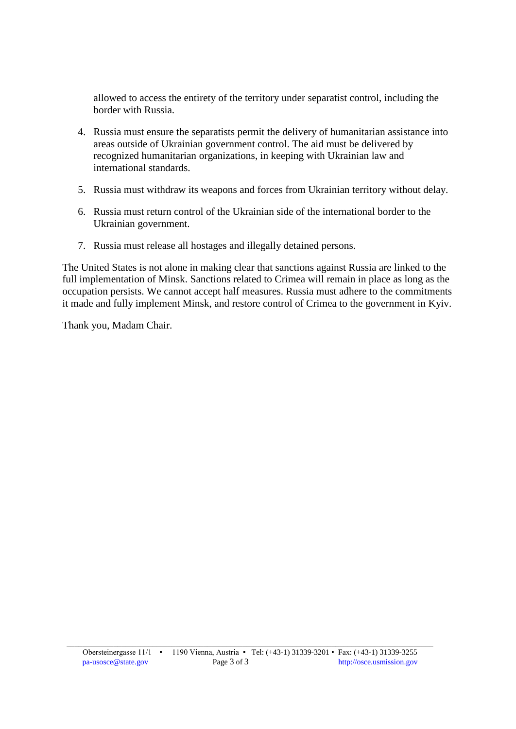allowed to access the entirety of the territory under separatist control, including the border with Russia.

4. Russia must ensure the separatists permit the delivery of humanitarian assistance into areas outside of Ukrainian government control. The aid must be delivered by recognized humanitarian organizations, in keeping with Ukrainian law and international standards.

5. Russia must withdraw its weapons and forces from Ukrainian territory without delay.

6. Russia must return control of the Ukrainian side of the international border to the Ukrainian government.

7. Russia must release all hostages and illegally detained persons.

The United States is not alone in making clear that sanctions against Russia are linked to the full implementation of Minsk. Sanctions related to Crimea will remain in place as long as the occupation persists. We cannot accept half measures. Russia must adhere to the commitments it made and fully implement Minsk, and restore control of Crimea to the government in Kyiv.

Thank you, Madam Chair.